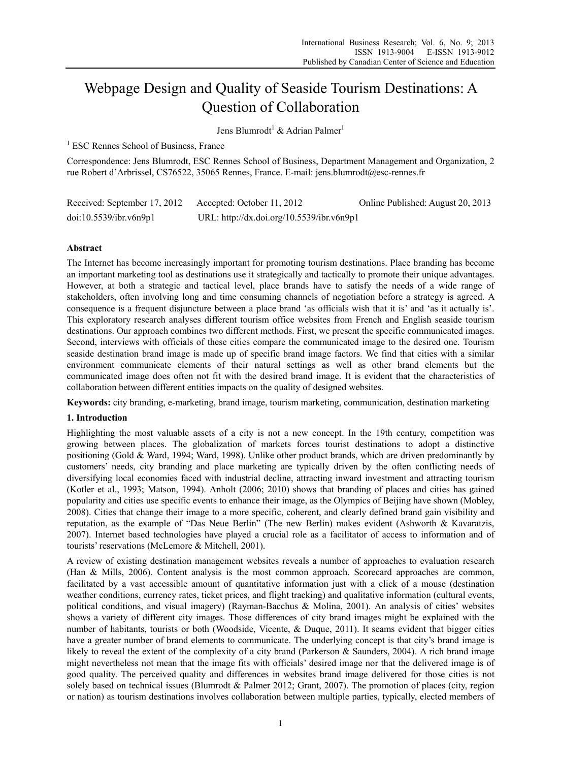# Webpage Design and Quality of Seaside Tourism Destinations: A Question of Collaboration

Jens Blumrodt[1] & Adrian Palmer[1]

[1] ESC Rennes School of Business, France

Correspondence: Jens Blumrodt, ESC Rennes School of Business, Department Management and Organization, 2 rue Robert d'Arbrissel, CS76522, 35065 Rennes, France. E-mail: jens.blumrodt@esc-rennes.fr

Received: September 17, 2012 Accepted: October 11, 2012 Online Published: August 20, 2013

doi:10.5539/ibr.v6n9p1 URL: http://dx.doi.org/10.5539/ibr.v6n9p1

## Abstract

The Internet has become increasingly important for promoting tourism destinations. Place branding has become an important marketing tool as destinations use it strategically and tactically to promote their unique advantages. However, at both a strategic and tactical level, place brands have to satisfy the needs of a wide range of stakeholders, often involving long and time consuming channels of negotiation before a strategy is agreed. A consequence is a frequent disjuncture between a place brand 'as officials wish that it is' and 'as it actually is'. This exploratory research analyses different tourism office websites from French and English seaside tourism destinations. Our approach combines two different methods. First, we present the specific communicated images. Second, interviews with officials of these cities compare the communicated image to the desired one. Tourism seaside destination brand image is made up of specific brand image factors. We find that cities with a similar environment communicate elements of their natural settings as well as other brand elements but the communicated image does often not fit with the desired brand image. It is evident that the characteristics of collaboration between different entities impacts on the quality of designed websites.

**Keywords:** city branding, e-marketing, brand image, tourism marketing, communication, destination marketing

## 1. Introduction

Highlighting the most valuable assets of a city is not a new concept. In the 19th century, competition was growing between places. The globalization of markets forces tourist destinations to adopt a distinctive positioning (Gold & Ward, 1994; Ward, 1998). Unlike other product brands, which are driven predominantly by customers' needs, city branding and place marketing are typically driven by the often conflicting needs of diversifying local economies faced with industrial decline, attracting inward investment and attracting tourism (Kotler et al., 1993; Matson, 1994). Anholt (2006; 2010) shows that branding of places and cities has gained popularity and cities use specific events to enhance their image, as the Olympics of Beijing have shown (Mobley, 2008). Cities that change their image to a more specific, coherent, and clearly defined brand gain visibility and reputation, as the example of "Das Neue Berlin" (The new Berlin) makes evident (Ashworth & Kavaratzis, 2007). Internet based technologies have played a crucial role as a facilitator of access to information and of tourists' reservations (McLemore & Mitchell, 2001).

A review of existing destination management websites reveals a number of approaches to evaluation research (Han & Mills, 2006). Content analysis is the most common approach. Scorecard approaches are common, facilitated by a vast accessible amount of quantitative information just with a click of a mouse (destination weather conditions, currency rates, ticket prices, and flight tracking) and qualitative information (cultural events, political conditions, and visual imagery) (Rayman-Bacchus & Molina, 2001). An analysis of cities' websites shows a variety of different city images. Those differences of city brand images might be explained with the number of habitants, tourists or both (Woodside, Vicente, & Duque, 2011). It seams evident that bigger cities have a greater number of brand elements to communicate. The underlying concept is that city's brand image is likely to reveal the extent of the complexity of a city brand (Parkerson & Saunders, 2004). A rich brand image might nevertheless not mean that the image fits with officials' desired image nor that the delivered image is of good quality. The perceived quality and differences in websites brand image delivered for those cities is not solely based on technical issues (Blumrodt & Palmer 2012; Grant, 2007). The promotion of places (city, region or nation) as tourism destinations involves collaboration between multiple parties, typically, elected members of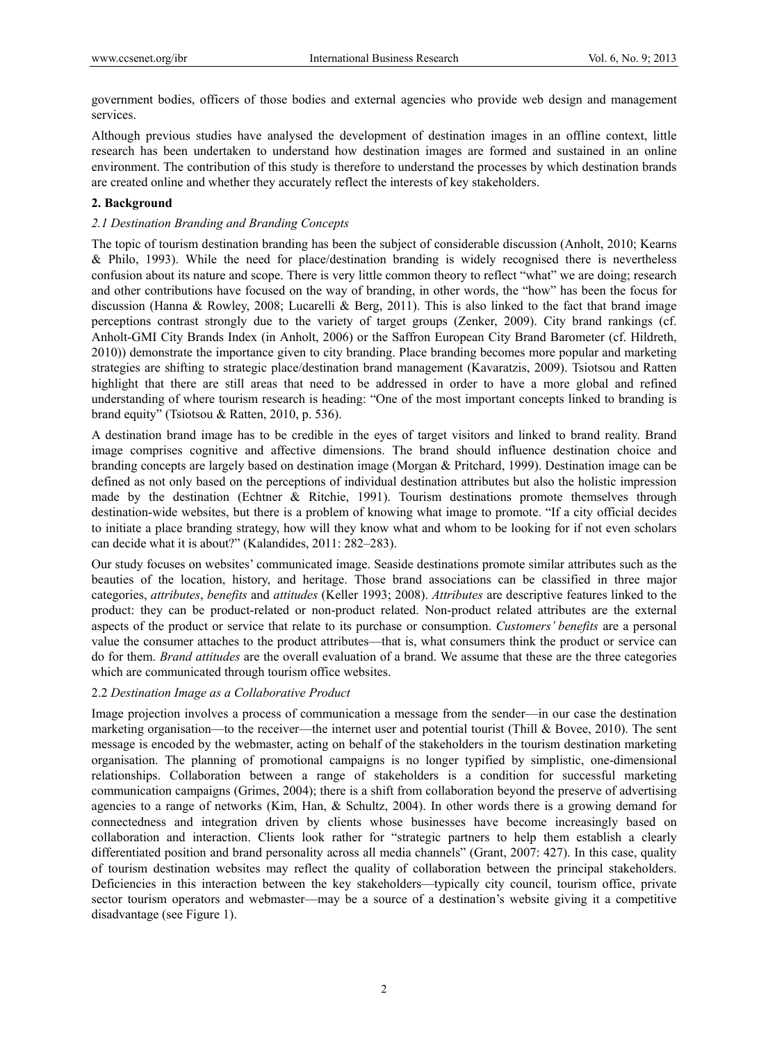government bodies, officers of those bodies and external agencies who provide web design and management services.

Although previous studies have analysed the development of destination images in an offline context, little research has been undertaken to understand how destination images are formed and sustained in an online environment. The contribution of this study is therefore to understand the processes by which destination brands are created online and whether they accurately reflect the interests of key stakeholders.

## 2. Background

### *2.1 Destination Branding and Branding Concepts*

The topic of tourism destination branding has been the subject of considerable discussion (Anholt, 2010; Kearns & Philo, 1993). While the need for place/destination branding is widely recognised there is nevertheless confusion about its nature and scope. There is very little common theory to reflect "what" we are doing; research and other contributions have focused on the way of branding, in other words, the "how" has been the focus for discussion (Hanna & Rowley, 2008; Lucarelli & Berg, 2011). This is also linked to the fact that brand image perceptions contrast strongly due to the variety of target groups (Zenker, 2009). City brand rankings (cf. Anholt-GMI City Brands Index (in Anholt, 2006) or the Saffron European City Brand Barometer (cf. Hildreth, 2010)) demonstrate the importance given to city branding. Place branding becomes more popular and marketing strategies are shifting to strategic place/destination brand management (Kavaratzis, 2009). Tsiotsou and Ratten highlight that there are still areas that need to be addressed in order to have a more global and refined understanding of where tourism research is heading: "One of the most important concepts linked to branding is brand equity" (Tsiotsou & Ratten, 2010, p. 536).

A destination brand image has to be credible in the eyes of target visitors and linked to brand reality. Brand image comprises cognitive and affective dimensions. The brand should influence destination choice and branding concepts are largely based on destination image (Morgan & Pritchard, 1999). Destination image can be defined as not only based on the perceptions of individual destination attributes but also the holistic impression made by the destination (Echtner & Ritchie, 1991). Tourism destinations promote themselves through destination-wide websites, but there is a problem of knowing what image to promote. "If a city official decides to initiate a place branding strategy, how will they know what and whom to be looking for if not even scholars can decide what it is about?" (Kalandides, 2011: 282–283).

Our study focuses on websites' communicated image. Seaside destinations promote similar attributes such as the beauties of the location, history, and heritage. Those brand associations can be classified in three major categories, *attributes*, *benefits* and *attitudes* (Keller 1993; 2008). *Attributes* are descriptive features linked to the product: they can be product-related or non-product related. Non-product related attributes are the external aspects of the product or service that relate to its purchase or consumption. *Customers' benefits* are a personal value the consumer attaches to the product attributes—that is, what consumers think the product or service can do for them. *Brand attitudes* are the overall evaluation of a brand. We assume that these are the three categories which are communicated through tourism office websites.

### 2.2 *Destination Image as a Collaborative Product*

Image projection involves a process of communication a message from the sender—in our case the destination marketing organisation—to the receiver—the internet user and potential tourist (Thill & Bovee, 2010). The sent message is encoded by the webmaster, acting on behalf of the stakeholders in the tourism destination marketing organisation. The planning of promotional campaigns is no longer typified by simplistic, one-dimensional relationships. Collaboration between a range of stakeholders is a condition for successful marketing communication campaigns (Grimes, 2004); there is a shift from collaboration beyond the preserve of advertising agencies to a range of networks (Kim, Han, & Schultz, 2004). In other words there is a growing demand for connectedness and integration driven by clients whose businesses have become increasingly based on collaboration and interaction. Clients look rather for "strategic partners to help them establish a clearly differentiated position and brand personality across all media channels" (Grant, 2007: 427). In this case, quality of tourism destination websites may reflect the quality of collaboration between the principal stakeholders. Deficiencies in this interaction between the key stakeholders—typically city council, tourism office, private sector tourism operators and webmaster—may be a source of a destination's website giving it a competitive disadvantage (see Figure 1).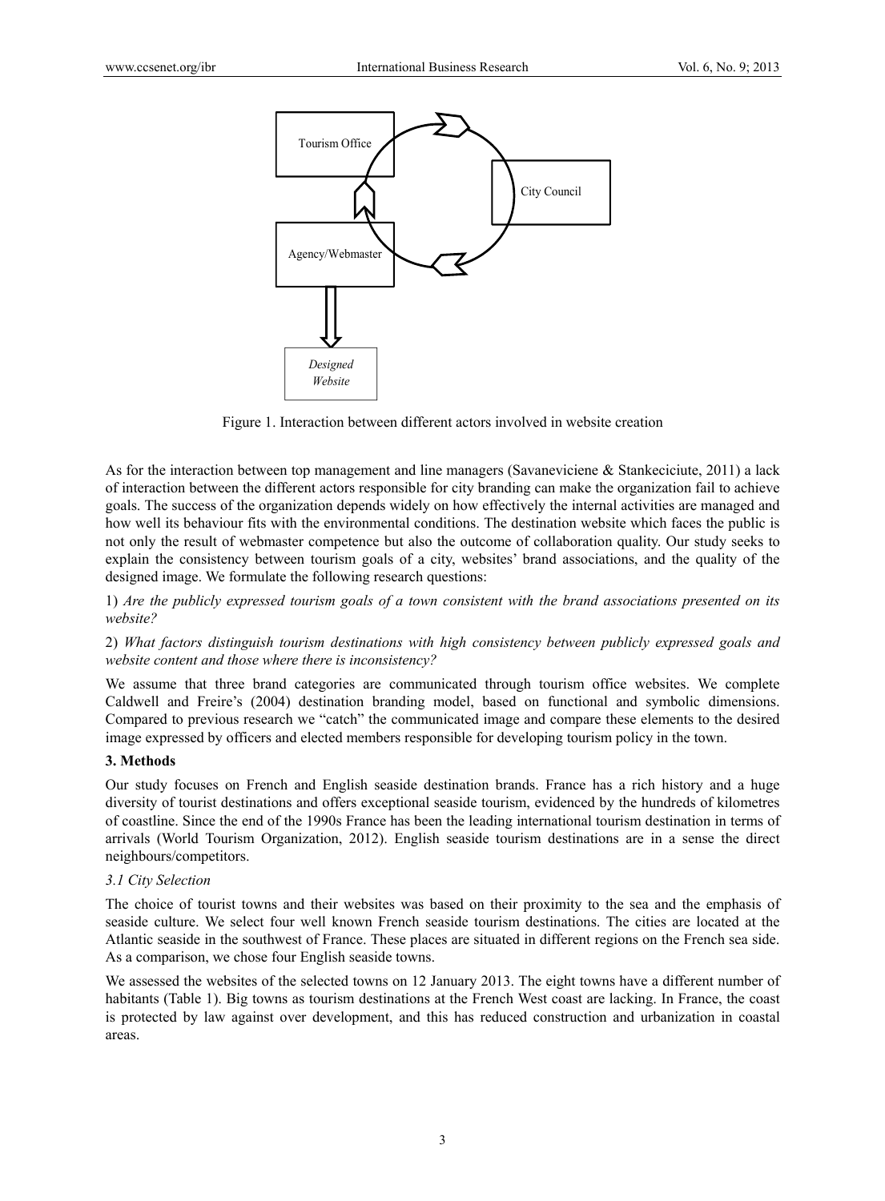Figure 1. Interaction between different actors involved in website creation

As for the interaction between top management and line managers (Savaneviciene & Stankeciciute, 2011) a lack of interaction between the different actors responsible for city branding can make the organization fail to achieve goals. The success of the organization depends widely on how effectively the internal activities are managed and how well its behaviour fits with the environmental conditions. The destination website which faces the public is not only the result of webmaster competence but also the outcome of collaboration quality. Our study seeks to explain the consistency between tourism goals of a city, websites' brand associations, and the quality of the designed image. We formulate the following research questions:

1) *Are the publicly expressed tourism goals of a town consistent with the brand associations presented on its website?*

2) *What factors distinguish tourism destinations with high consistency between publicly expressed goals and website content and those where there is inconsistency?*

We assume that three brand categories are communicated through tourism office websites. We complete Caldwell and Freire's (2004) destination branding model, based on functional and symbolic dimensions. Compared to previous research we "catch" the communicated image and compare these elements to the desired image expressed by officers and elected members responsible for developing tourism policy in the town.

## 3. Methods

Our study focuses on French and English seaside destination brands. France has a rich history and a huge diversity of tourist destinations and offers exceptional seaside tourism, evidenced by the hundreds of kilometres of coastline. Since the end of the 1990s France has been the leading international tourism destination in terms of arrivals (World Tourism Organization, 2012). English seaside tourism destinations are in a sense the direct neighbours/competitors.

### *3.1 City Selection*

The choice of tourist towns and their websites was based on their proximity to the sea and the emphasis of seaside culture. We select four well known French seaside tourism destinations. The cities are located at the Atlantic seaside in the southwest of France. These places are situated in different regions on the French sea side. As a comparison, we chose four English seaside towns.

We assessed the websites of the selected towns on 12 January 2013. The eight towns have a different number of habitants (Table 1). Big towns as tourism destinations at the French West coast are lacking. In France, the coast is protected by law against over development, and this has reduced construction and urbanization in coastal areas.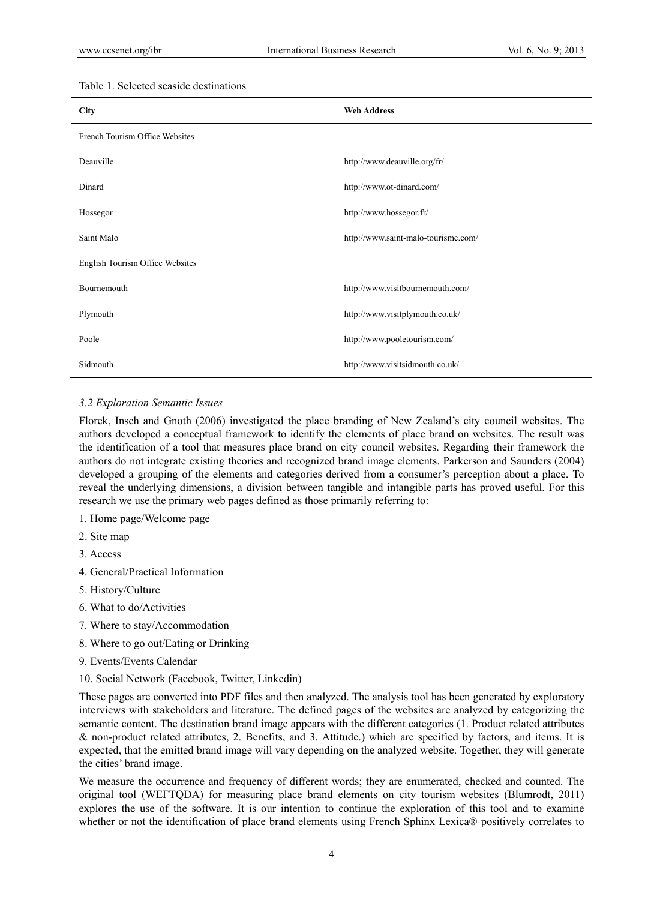Table 1. Selected seaside destinations

| City | Web Address |
| --- | --- |
| French Tourism Office Websites | |
| Deauville | http://www.deauville.org/fr/ |
| Dinard | http://www.ot-dinard.com/ |
| Hossegor | http://www.hossegor.fr/ |
| Saint Malo | http://www.saint-malo-tourisme.com/ |
| English Tourism Office Websites | |
| Bournemouth | http://www.visitbournemouth.com/ |
| Plymouth | http://www.visitplymouth.co.uk/ |
| Poole | http://www.pooletourism.com/ |
| Sidmouth | http://www.visitsidmouth.co.uk/ |

### *3.2 Exploration Semantic Issues*

Florek, Insch and Gnoth (2006) investigated the place branding of New Zealand's city council websites. The authors developed a conceptual framework to identify the elements of place brand on websites. The result was the identification of a tool that measures place brand on city council websites. Regarding their framework the authors do not integrate existing theories and recognized brand image elements. Parkerson and Saunders (2004) developed a grouping of the elements and categories derived from a consumer's perception about a place. To reveal the underlying dimensions, a division between tangible and intangible parts has proved useful. For this research we use the primary web pages defined as those primarily referring to:

1. Home page/Welcome page
2. Site map
3. Access
4. General/Practical Information
5. History/Culture
6. What to do/Activities
7. Where to stay/Accommodation
8. Where to go out/Eating or Drinking
9. Events/Events Calendar
10. Social Network (Facebook, Twitter, Linkedin)

These pages are converted into PDF files and then analyzed. The analysis tool has been generated by exploratory interviews with stakeholders and literature. The defined pages of the websites are analyzed by categorizing the semantic content. The destination brand image appears with the different categories (1. Product related attributes & non-product related attributes, 2. Benefits, and 3. Attitude.) which are specified by factors, and items. It is expected, that the emitted brand image will vary depending on the analyzed website. Together, they will generate the cities' brand image.

We measure the occurrence and frequency of different words; they are enumerated, checked and counted. The original tool (WEFTQDA) for measuring place brand elements on city tourism websites (Blumrodt, 2011) explores the use of the software. It is our intention to continue the exploration of this tool and to examine whether or not the identification of place brand elements using French Sphinx Lexica® positively correlates to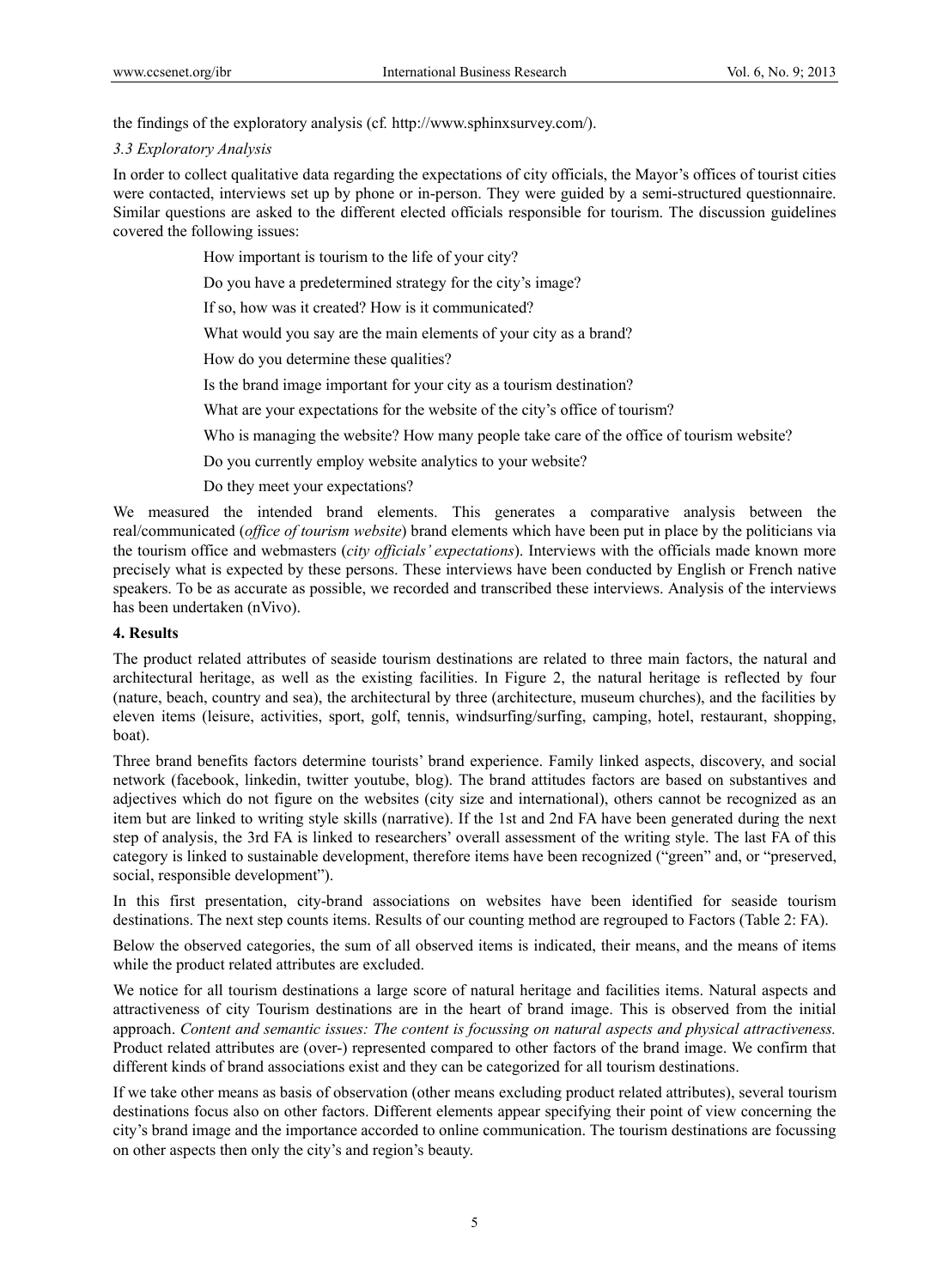the findings of the exploratory analysis (cf. http://www.sphinxsurvey.com/).

### *3.3 Exploratory Analysis*

In order to collect qualitative data regarding the expectations of city officials, the Mayor's offices of tourist cities were contacted, interviews set up by phone or in-person. They were guided by a semi-structured questionnaire. Similar questions are asked to the different elected officials responsible for tourism. The discussion guidelines covered the following issues:

How important is tourism to the life of your city?

Do you have a predetermined strategy for the city's image?

If so, how was it created? How is it communicated?

What would you say are the main elements of your city as a brand?

How do you determine these qualities?

Is the brand image important for your city as a tourism destination?

What are your expectations for the website of the city's office of tourism?

Who is managing the website? How many people take care of the office of tourism website?

Do you currently employ website analytics to your website?

Do they meet your expectations?

We measured the intended brand elements. This generates a comparative analysis between the real/communicated (*office of tourism website*) brand elements which have been put in place by the politicians via the tourism office and webmasters (*city officials' expectations*). Interviews with the officials made known more precisely what is expected by these persons. These interviews have been conducted by English or French native speakers. To be as accurate as possible, we recorded and transcribed these interviews. Analysis of the interviews has been undertaken (nVivo).

## 4. Results

The product related attributes of seaside tourism destinations are related to three main factors, the natural and architectural heritage, as well as the existing facilities. In Figure 2, the natural heritage is reflected by four (nature, beach, country and sea), the architectural by three (architecture, museum churches), and the facilities by eleven items (leisure, activities, sport, golf, tennis, windsurfing/surfing, camping, hotel, restaurant, shopping, boat).

Three brand benefits factors determine tourists' brand experience. Family linked aspects, discovery, and social network (facebook, linkedin, twitter youtube, blog). The brand attitudes factors are based on substantives and adjectives which do not figure on the websites (city size and international), others cannot be recognized as an item but are linked to writing style skills (narrative). If the 1st and 2nd FA have been generated during the next step of analysis, the 3rd FA is linked to researchers' overall assessment of the writing style. The last FA of this category is linked to sustainable development, therefore items have been recognized ("green" and, or "preserved, social, responsible development").

In this first presentation, city-brand associations on websites have been identified for seaside tourism destinations. The next step counts items. Results of our counting method are regrouped to Factors (Table 2: FA).

Below the observed categories, the sum of all observed items is indicated, their means, and the means of items while the product related attributes are excluded.

We notice for all tourism destinations a large score of natural heritage and facilities items. Natural aspects and attractiveness of city Tourism destinations are in the heart of brand image. This is observed from the initial approach. *Content and semantic issues: The content is focussing on natural aspects and physical attractiveness.* Product related attributes are (over-) represented compared to other factors of the brand image. We confirm that different kinds of brand associations exist and they can be categorized for all tourism destinations.

If we take other means as basis of observation (other means excluding product related attributes), several tourism destinations focus also on other factors. Different elements appear specifying their point of view concerning the city's brand image and the importance accorded to online communication. The tourism destinations are focussing on other aspects then only the city's and region's beauty.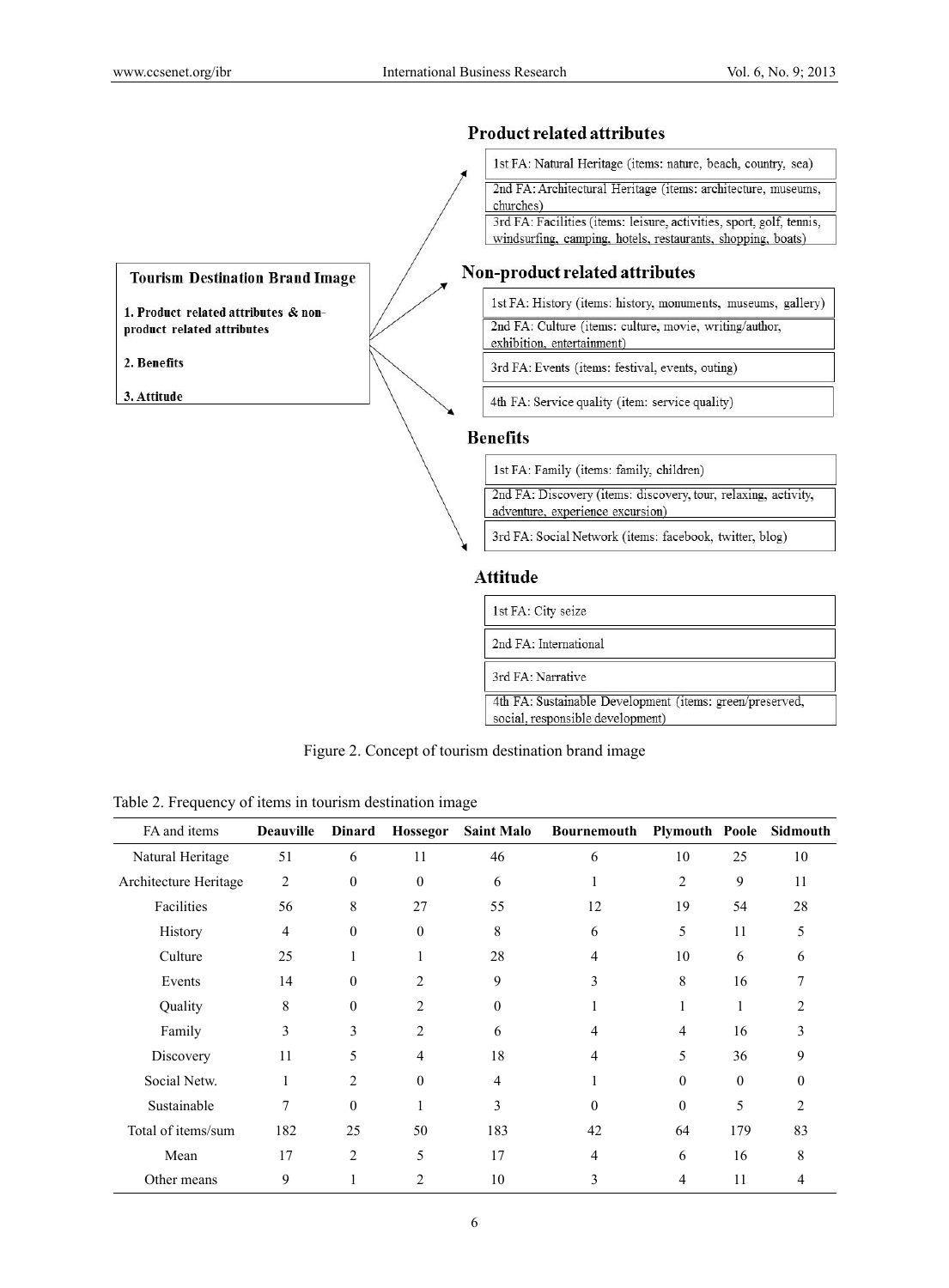**Tourism Destination Brand Image**

1. Product related attributes & non-product related attributes

2. Benefits

3. Attitude

**Product related attributes**

- 1st FA: Natural Heritage (items: nature, beach, country, sea)
- 2nd FA: Architectural Heritage (items: architecture, museums, churches)
- 3rd FA: Facilities (items: leisure, activities, sport, golf, tennis, windsurfing, camping, hotels, restaurants, shopping, boats)

**Non-product related attributes**

- 1st FA: History (items: history, monuments, museums, gallery)
- 2nd FA: Culture (items: culture, movie, writing/author, exhibition, entertainment)
- 3rd FA: Events (items: festival, events, outing)
- 4th FA: Service quality (item: service quality)

**Benefits**

- 1st FA: Family (items: family, children)
- 2nd FA: Discovery (items: discovery, tour, relaxing, activity, adventure, experience excursion)
- 3rd FA: Social Network (items: facebook, twitter, blog)

**Attitude**

- 1st FA: City seize
- 2nd FA: International
- 3rd FA: Narrative
- 4th FA: Sustainable Development (items: green/preserved, social, responsible development)

Figure 2. Concept of tourism destination brand image

Table 2. Frequency of items in tourism destination image

| FA and items | Deauville | Dinard | Hossegor | Saint Malo | Bournemouth | Plymouth | Poole | Sidmouth |
|---|---|---|---|---|---|---|---|---|
| Natural Heritage | 51 | 6 | 11 | 46 | 6 | 10 | 25 | 10 |
| Architecture Heritage | 2 | 0 | 0 | 6 | 1 | 2 | 9 | 11 |
| Facilities | 56 | 8 | 27 | 55 | 12 | 19 | 54 | 28 |
| History | 4 | 0 | 0 | 8 | 6 | 5 | 11 | 5 |
| Culture | 25 | 1 | 1 | 28 | 4 | 10 | 6 | 6 |
| Events | 14 | 0 | 2 | 9 | 3 | 8 | 16 | 7 |
| Quality | 8 | 0 | 2 | 0 | 1 | 1 | 1 | 2 |
| Family | 3 | 3 | 2 | 6 | 4 | 4 | 16 | 3 |
| Discovery | 11 | 5 | 4 | 18 | 4 | 5 | 36 | 9 |
| Social Netw. | 1 | 2 | 0 | 4 | 1 | 0 | 0 | 0 |
| Sustainable | 7 | 0 | 1 | 3 | 0 | 0 | 5 | 2 |
| Total of items/sum | 182 | 25 | 50 | 183 | 42 | 64 | 179 | 83 |
| Mean | 17 | 2 | 5 | 17 | 4 | 6 | 16 | 8 |
| Other means | 9 | 1 | 2 | 10 | 3 | 4 | 11 | 4 |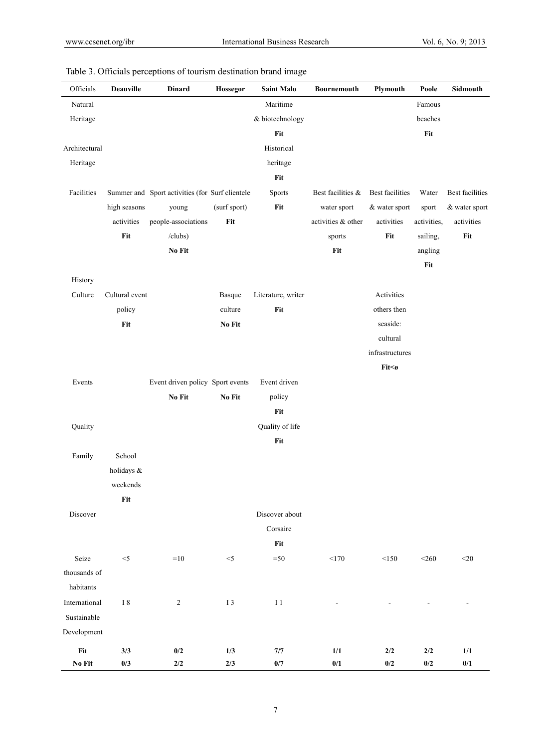Table 3. Officials perceptions of tourism destination brand image

| Officials | Deauville | Dinard | Hossegor | Saint Malo | Bournemouth | Plymouth | Poole | Sidmouth |
|---|---|---|---|---|---|---|---|---|
| Natural Heritage | | | | Maritime & biotechnology **Fit** | | | Famous beaches **Fit** | |
| Architectural Heritage | | | | Historical heritage **Fit** | | | | |
| Facilities | Summer and high seasons activities **Fit** | Sport activities (for young people-associations /clubs) **No Fit** | Surf clientele (surf sport) **Fit** | Sports **Fit** | Best facilities & water sport activities & other sports **Fit** | Best facilities & water sport activities **Fit** | Water sport activities, sailing, angling **Fit** | Best facilities & water sport activities **Fit** |
| History | | | | | | | | |
| Culture | Cultural event policy **Fit** | | Basque culture **No Fit** | Literature, writer **Fit** | | Activities others then seaside: cultural infrastructures **Fit<ø** | | |
| Events | | Event driven policy **No Fit** | Sport events **No Fit** | Event driven policy **Fit** | | | | |
| Quality | | | | Quality of life **Fit** | | | | |
| Family | School holidays & weekends **Fit** | | | | | | | |
| Discover | | | | Discover about Corsaire **Fit** | | | | |
| Seize thousands of habitants | <5 | =10 | <5 | =50 | <170 | <150 | <260 | <20 |
| International Sustainable Development | I 8 | 2 | I 3 | I 1 | - | - | - | - |
| **Fit** | **3/3** | **0/2** | **1/3** | **7/7** | **1/1** | **2/2** | **2/2** | **1/1** |
| **No Fit** | **0/3** | **2/2** | **2/3** | **0/7** | **0/1** | **0/2** | **0/2** | **0/1** |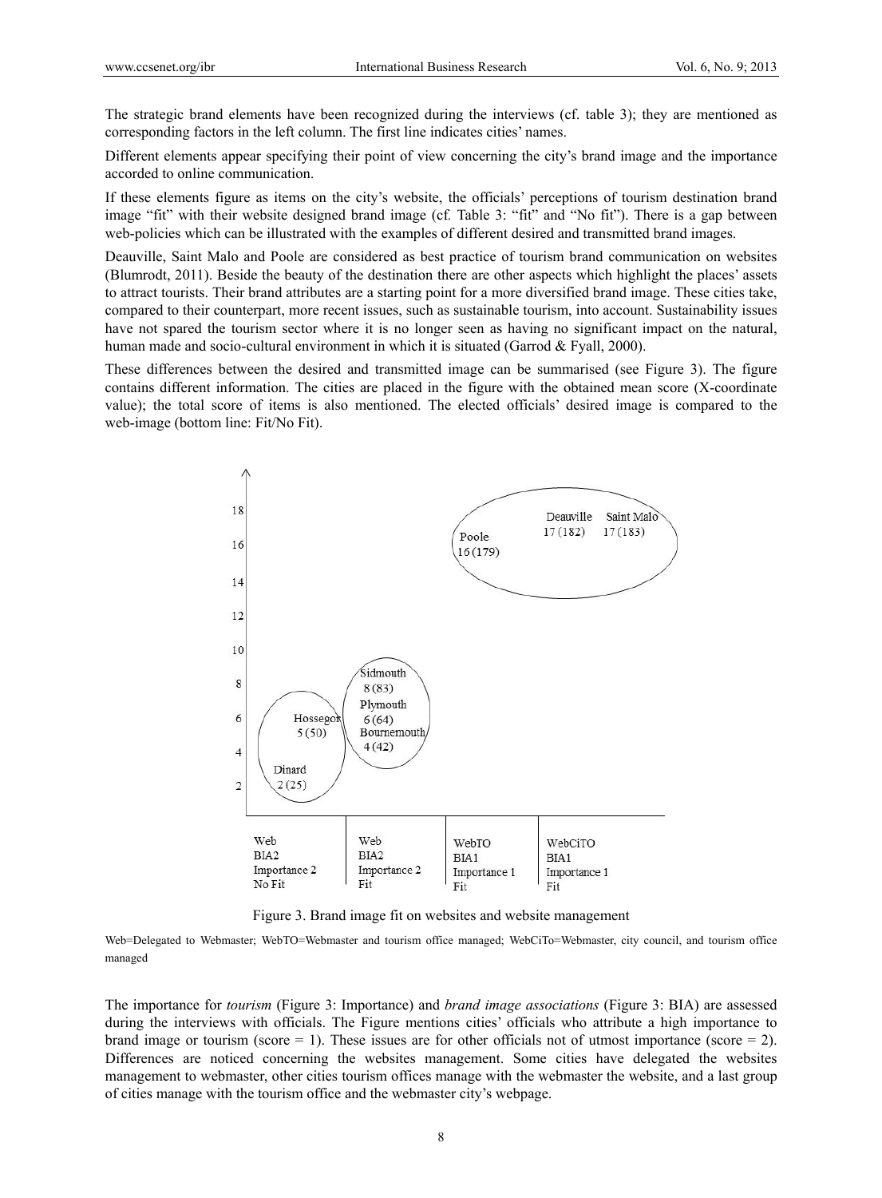The strategic brand elements have been recognized during the interviews (cf. table 3); they are mentioned as corresponding factors in the left column. The first line indicates cities' names.

Different elements appear specifying their point of view concerning the city's brand image and the importance accorded to online communication.

If these elements figure as items on the city's website, the officials' perceptions of tourism destination brand image "fit" with their website designed brand image (cf. Table 3: "fit" and "No fit"). There is a gap between web-policies which can be illustrated with the examples of different desired and transmitted brand images.

Deauville, Saint Malo and Poole are considered as best practice of tourism brand communication on websites (Blumrodt, 2011). Beside the beauty of the destination there are other aspects which highlight the places' assets to attract tourists. Their brand attributes are a starting point for a more diversified brand image. These cities take, compared to their counterpart, more recent issues, such as sustainable tourism, into account. Sustainability issues have not spared the tourism sector where it is no longer seen as having no significant impact on the natural, human made and socio-cultural environment in which it is situated (Garrod & Fyall, 2000).

These differences between the desired and transmitted image can be summarised (see Figure 3). The figure contains different information. The cities are placed in the figure with the obtained mean score (X-coordinate value); the total score of items is also mentioned. The elected officials' desired image is compared to the web-image (bottom line: Fit/No Fit).

| | Web, BIA2, Importance 2, No Fit | Web, BIA2, Importance 2, Fit | WebTO, BIA1, Importance 1, Fit | WebCiTO, BIA1, Importance 1, Fit |
|---|---|---|---|---|
| Cities (mean score (total score)) | Hossegor 5 (50); Dinard 2 (25) | Sidmouth 8 (83); Plymouth 6 (64); Bournemouth 4 (42) | Poole 16 (179) | Deauville 17 (182); Saint Malo 17 (183) |

Figure 3. Brand image fit on websites and website management

Web=Delegated to Webmaster; WebTO=Webmaster and tourism office managed; WebCiTo=Webmaster, city council, and tourism office managed

The importance for *tourism* (Figure 3: Importance) and *brand image associations* (Figure 3: BIA) are assessed during the interviews with officials. The Figure mentions cities' officials who attribute a high importance to brand image or tourism (score = 1). These issues are for other officials not of utmost importance (score = 2). Differences are noticed concerning the websites management. Some cities have delegated the websites management to webmaster, other cities tourism offices manage with the webmaster the website, and a last group of cities manage with the tourism office and the webmaster city's webpage.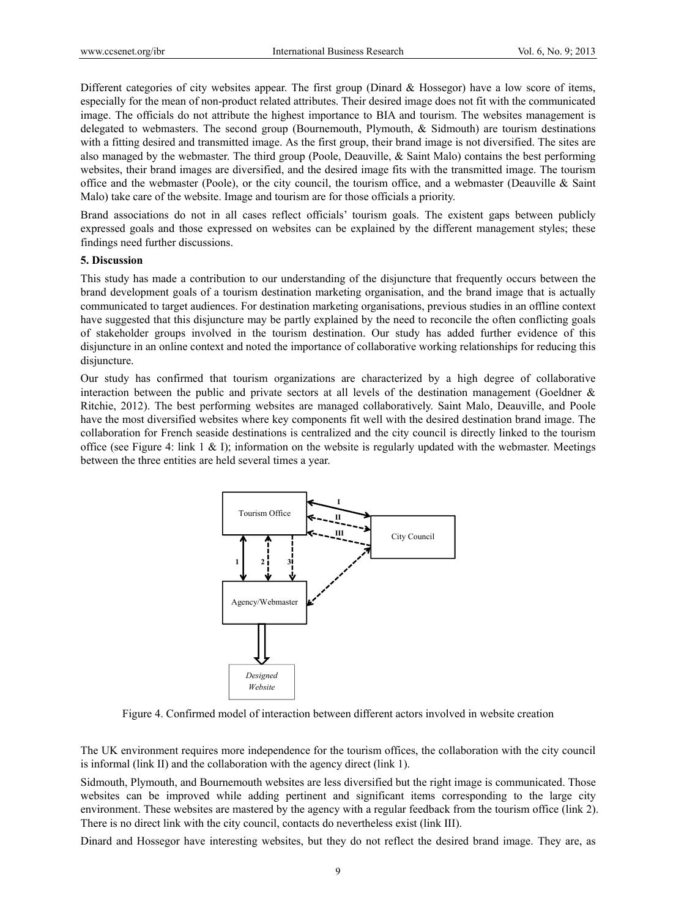Different categories of city websites appear. The first group (Dinard & Hossegor) have a low score of items, especially for the mean of non-product related attributes. Their desired image does not fit with the communicated image. The officials do not attribute the highest importance to BIA and tourism. The websites management is delegated to webmasters. The second group (Bournemouth, Plymouth, & Sidmouth) are tourism destinations with a fitting desired and transmitted image. As the first group, their brand image is not diversified. The sites are also managed by the webmaster. The third group (Poole, Deauville, & Saint Malo) contains the best performing websites, their brand images are diversified, and the desired image fits with the transmitted image. The tourism office and the webmaster (Poole), or the city council, the tourism office, and a webmaster (Deauville & Saint Malo) take care of the website. Image and tourism are for those officials a priority.

Brand associations do not in all cases reflect officials' tourism goals. The existent gaps between publicly expressed goals and those expressed on websites can be explained by the different management styles; these findings need further discussions.

## 5. Discussion

This study has made a contribution to our understanding of the disjuncture that frequently occurs between the brand development goals of a tourism destination marketing organisation, and the brand image that is actually communicated to target audiences. For destination marketing organisations, previous studies in an offline context have suggested that this disjuncture may be partly explained by the need to reconcile the often conflicting goals of stakeholder groups involved in the tourism destination. Our study has added further evidence of this disjuncture in an online context and noted the importance of collaborative working relationships for reducing this disjuncture.

Our study has confirmed that tourism organizations are characterized by a high degree of collaborative interaction between the public and private sectors at all levels of the destination management (Goeldner & Ritchie, 2012). The best performing websites are managed collaboratively. Saint Malo, Deauville, and Poole have the most diversified websites where key components fit well with the desired destination brand image. The collaboration for French seaside destinations is centralized and the city council is directly linked to the tourism office (see Figure 4: link 1 & I); information on the website is regularly updated with the webmaster. Meetings between the three entities are held several times a year.

Figure 4. Confirmed model of interaction between different actors involved in website creation

The UK environment requires more independence for the tourism offices, the collaboration with the city council is informal (link II) and the collaboration with the agency direct (link 1).

Sidmouth, Plymouth, and Bournemouth websites are less diversified but the right image is communicated. Those websites can be improved while adding pertinent and significant items corresponding to the large city environment. These websites are mastered by the agency with a regular feedback from the tourism office (link 2). There is no direct link with the city council, contacts do nevertheless exist (link III).

Dinard and Hossegor have interesting websites, but they do not reflect the desired brand image. They are, as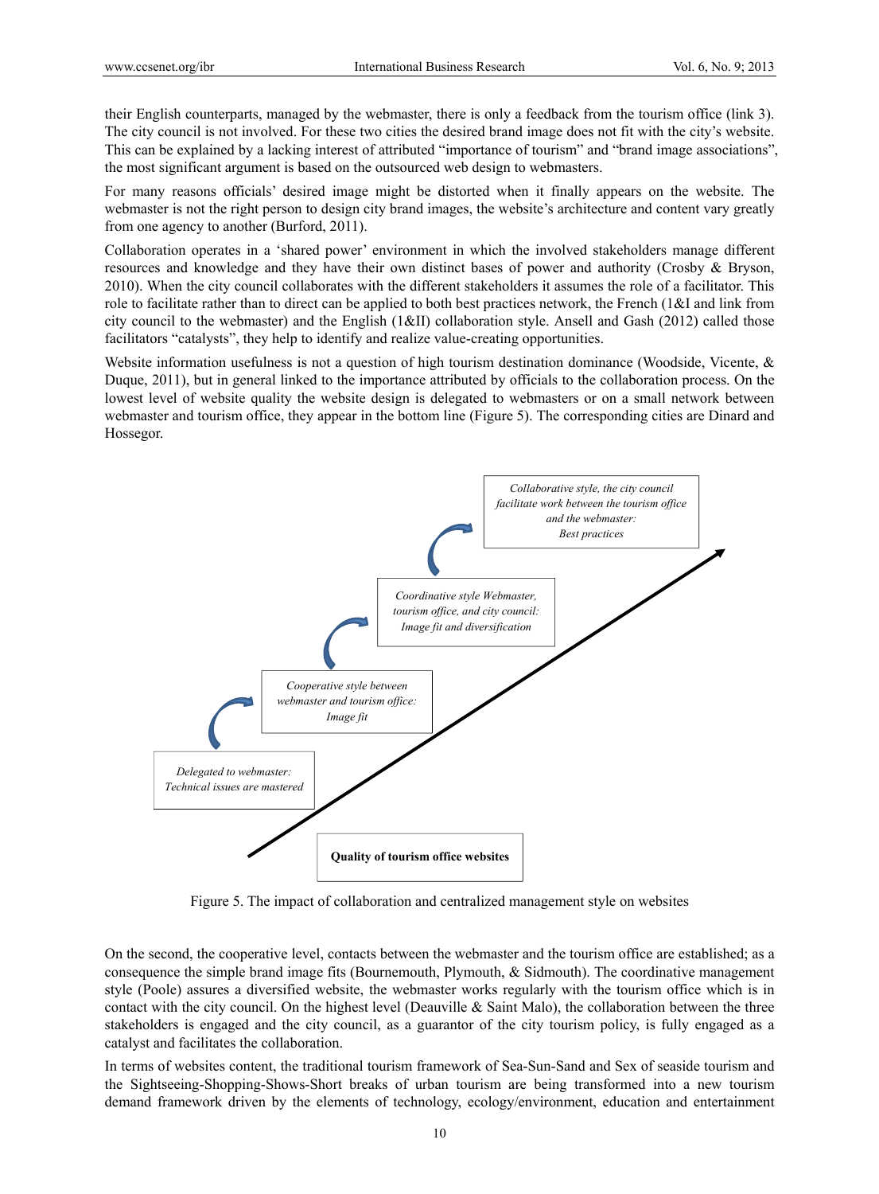their English counterparts, managed by the webmaster, there is only a feedback from the tourism office (link 3). The city council is not involved. For these two cities the desired brand image does not fit with the city's website. This can be explained by a lacking interest of attributed "importance of tourism" and "brand image associations", the most significant argument is based on the outsourced web design to webmasters.

For many reasons officials' desired image might be distorted when it finally appears on the website. The webmaster is not the right person to design city brand images, the website's architecture and content vary greatly from one agency to another (Burford, 2011).

Collaboration operates in a 'shared power' environment in which the involved stakeholders manage different resources and knowledge and they have their own distinct bases of power and authority (Crosby & Bryson, 2010). When the city council collaborates with the different stakeholders it assumes the role of a facilitator. This role to facilitate rather than to direct can be applied to both best practices network, the French (1&I and link from city council to the webmaster) and the English (1&II) collaboration style. Ansell and Gash (2012) called those facilitators "catalysts", they help to identify and realize value-creating opportunities.

Website information usefulness is not a question of high tourism destination dominance (Woodside, Vicente, & Duque, 2011), but in general linked to the importance attributed by officials to the collaboration process. On the lowest level of website quality the website design is delegated to webmasters or on a small network between webmaster and tourism office, they appear in the bottom line (Figure 5). The corresponding cities are Dinard and Hossegor.

*Delegated to webmaster: Technical issues are mastered*

*Cooperative style between webmaster and tourism office: Image fit*

*Coordinative style Webmaster, tourism office, and city council: Image fit and diversification*

*Collaborative style, the city council facilitate work between the tourism office and the webmaster: Best practices*

**Quality of tourism office websites**

Figure 5. The impact of collaboration and centralized management style on websites

On the second, the cooperative level, contacts between the webmaster and the tourism office are established; as a consequence the simple brand image fits (Bournemouth, Plymouth, & Sidmouth). The coordinative management style (Poole) assures a diversified website, the webmaster works regularly with the tourism office which is in contact with the city council. On the highest level (Deauville & Saint Malo), the collaboration between the three stakeholders is engaged and the city council, as a guarantor of the city tourism policy, is fully engaged as a catalyst and facilitates the collaboration.

In terms of websites content, the traditional tourism framework of Sea-Sun-Sand and Sex of seaside tourism and the Sightseeing-Shopping-Shows-Short breaks of urban tourism are being transformed into a new tourism demand framework driven by the elements of technology, ecology/environment, education and entertainment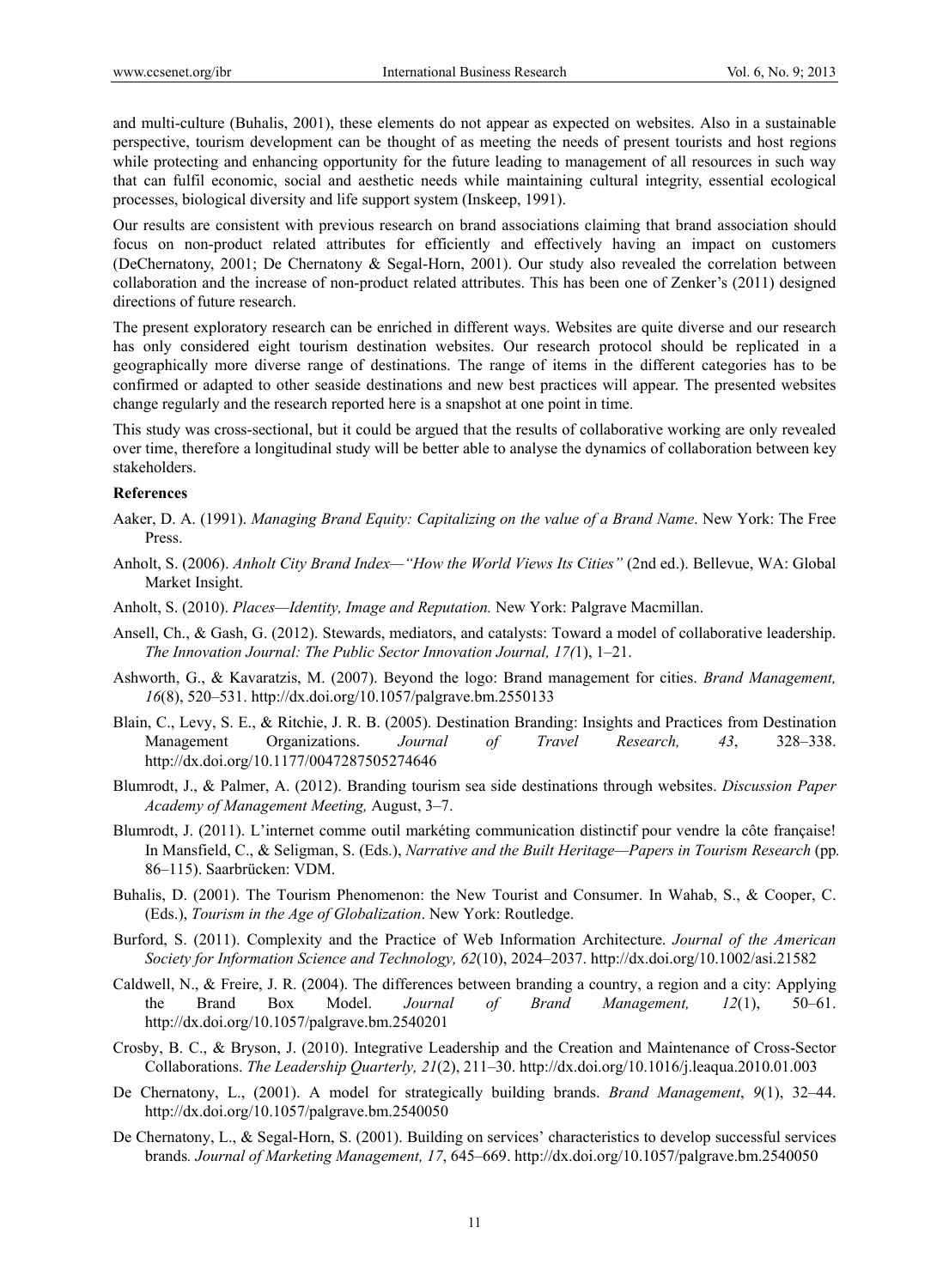and multi-culture (Buhalis, 2001), these elements do not appear as expected on websites. Also in a sustainable perspective, tourism development can be thought of as meeting the needs of present tourists and host regions while protecting and enhancing opportunity for the future leading to management of all resources in such way that can fulfil economic, social and aesthetic needs while maintaining cultural integrity, essential ecological processes, biological diversity and life support system (Inskeep, 1991).

Our results are consistent with previous research on brand associations claiming that brand association should focus on non-product related attributes for efficiently and effectively having an impact on customers (DeChernatony, 2001; De Chernatony & Segal-Horn, 2001). Our study also revealed the correlation between collaboration and the increase of non-product related attributes. This has been one of Zenker's (2011) designed directions of future research.

The present exploratory research can be enriched in different ways. Websites are quite diverse and our research has only considered eight tourism destination websites. Our research protocol should be replicated in a geographically more diverse range of destinations. The range of items in the different categories has to be confirmed or adapted to other seaside destinations and new best practices will appear. The presented websites change regularly and the research reported here is a snapshot at one point in time.

This study was cross-sectional, but it could be argued that the results of collaborative working are only revealed over time, therefore a longitudinal study will be better able to analyse the dynamics of collaboration between key stakeholders.

**References**

Aaker, D. A. (1991). *Managing Brand Equity: Capitalizing on the value of a Brand Name*. New York: The Free Press.

Anholt, S. (2006). *Anholt City Brand Index—"How the World Views Its Cities"* (2nd ed.). Bellevue, WA: Global Market Insight.

Anholt, S. (2010). *Places—Identity, Image and Reputation.* New York: Palgrave Macmillan.

Ansell, Ch., & Gash, G. (2012). Stewards, mediators, and catalysts: Toward a model of collaborative leadership. *The Innovation Journal: The Public Sector Innovation Journal, 17(*1), 1–21.

Ashworth, G., & Kavaratzis, M. (2007). Beyond the logo: Brand management for cities. *Brand Management, 16*(8), 520–531. http://dx.doi.org/10.1057/palgrave.bm.2550133

Blain, C., Levy, S. E., & Ritchie, J. R. B. (2005). Destination Branding: Insights and Practices from Destination Management Organizations. *Journal of Travel Research, 43*, 328–338. http://dx.doi.org/10.1177/0047287505274646

Blumrodt, J., & Palmer, A. (2012). Branding tourism sea side destinations through websites. *Discussion Paper Academy of Management Meeting,* August, 3–7.

Blumrodt, J. (2011). L'internet comme outil markéting communication distinctif pour vendre la côte française! In Mansfield, C., & Seligman, S. (Eds.), *Narrative and the Built Heritage—Papers in Tourism Research* (pp. 86–115). Saarbrücken: VDM.

Buhalis, D. (2001). The Tourism Phenomenon: the New Tourist and Consumer. In Wahab, S., & Cooper, C. (Eds.), *Tourism in the Age of Globalization*. New York: Routledge.

Burford, S. (2011). Complexity and the Practice of Web Information Architecture. *Journal of the American Society for Information Science and Technology, 62*(10), 2024–2037. http://dx.doi.org/10.1002/asi.21582

Caldwell, N., & Freire, J. R. (2004). The differences between branding a country, a region and a city: Applying the Brand Box Model. *Journal of Brand Management, 12*(1), 50–61. http://dx.doi.org/10.1057/palgrave.bm.2540201

Crosby, B. C., & Bryson, J. (2010). Integrative Leadership and the Creation and Maintenance of Cross-Sector Collaborations. *The Leadership Quarterly, 21*(2), 211–30. http://dx.doi.org/10.1016/j.leaqua.2010.01.003

De Chernatony, L., (2001). A model for strategically building brands. *Brand Management*, *9*(1), 32–44. http://dx.doi.org/10.1057/palgrave.bm.2540050

De Chernatony, L., & Segal-Horn, S. (2001). Building on services' characteristics to develop successful services brands*. Journal of Marketing Management, 17*, 645–669. http://dx.doi.org/10.1057/palgrave.bm.2540050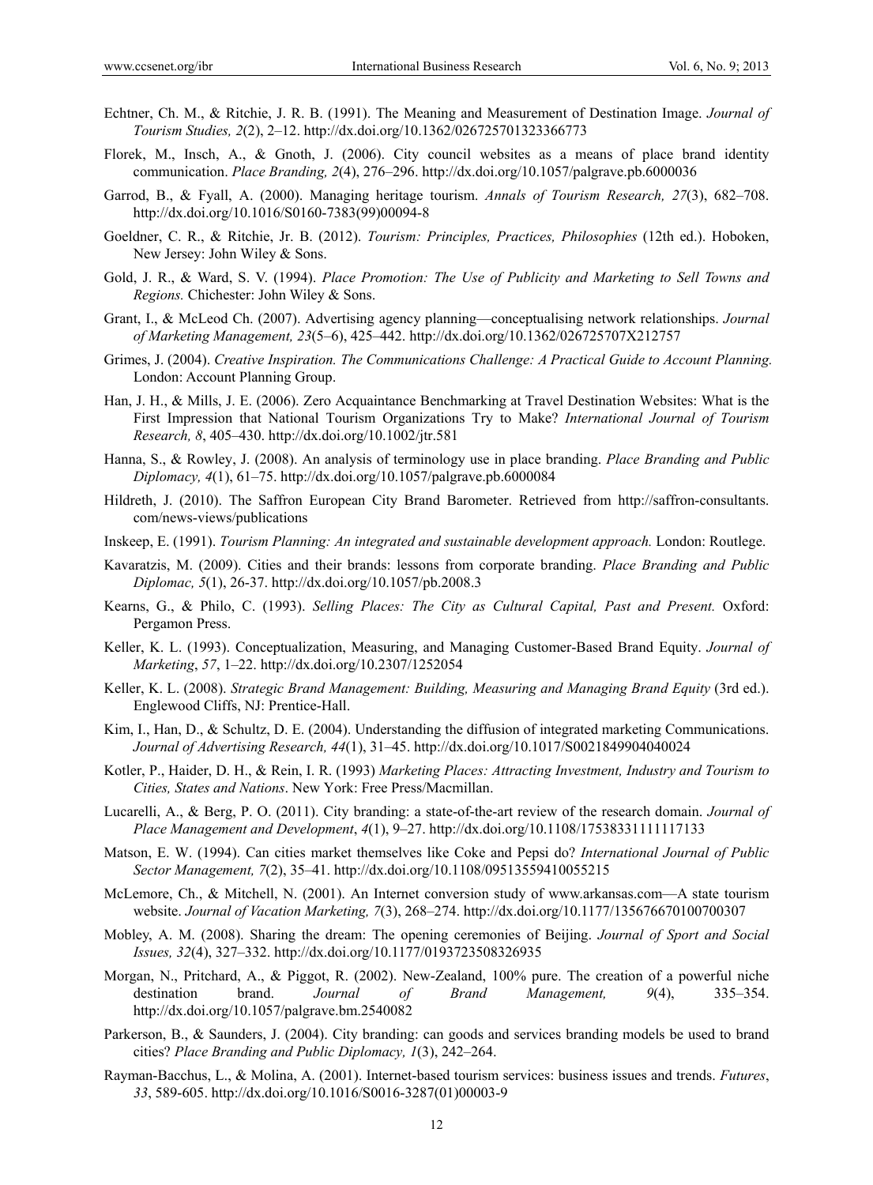Echtner, Ch. M., & Ritchie, J. R. B. (1991). The Meaning and Measurement of Destination Image. *Journal of Tourism Studies, 2*(2), 2–12. http://dx.doi.org/10.1362/026725701323366773

Florek, M., Insch, A., & Gnoth, J. (2006). City council websites as a means of place brand identity communication. *Place Branding, 2*(4), 276–296. http://dx.doi.org/10.1057/palgrave.pb.6000036

Garrod, B., & Fyall, A. (2000). Managing heritage tourism. *Annals of Tourism Research, 27*(3), 682–708. http://dx.doi.org/10.1016/S0160-7383(99)00094-8

Goeldner, C. R., & Ritchie, Jr. B. (2012). *Tourism: Principles, Practices, Philosophies* (12th ed.). Hoboken, New Jersey: John Wiley & Sons.

Gold, J. R., & Ward, S. V. (1994). *Place Promotion: The Use of Publicity and Marketing to Sell Towns and Regions.* Chichester: John Wiley & Sons.

Grant, I., & McLeod Ch. (2007). Advertising agency planning—conceptualising network relationships. *Journal of Marketing Management, 23*(5–6), 425–442. http://dx.doi.org/10.1362/026725707X212757

Grimes, J. (2004). *Creative Inspiration. The Communications Challenge: A Practical Guide to Account Planning.* London: Account Planning Group.

Han, J. H., & Mills, J. E. (2006). Zero Acquaintance Benchmarking at Travel Destination Websites: What is the First Impression that National Tourism Organizations Try to Make? *International Journal of Tourism Research, 8*, 405–430. http://dx.doi.org/10.1002/jtr.581

Hanna, S., & Rowley, J. (2008). An analysis of terminology use in place branding. *Place Branding and Public Diplomacy, 4*(1), 61–75. http://dx.doi.org/10.1057/palgrave.pb.6000084

Hildreth, J. (2010). The Saffron European City Brand Barometer. Retrieved from http://saffron-consultants.com/news-views/publications

Inskeep, E. (1991). *Tourism Planning: An integrated and sustainable development approach.* London: Routlege.

Kavaratzis, M. (2009). Cities and their brands: lessons from corporate branding. *Place Branding and Public Diplomac, 5*(1), 26-37. http://dx.doi.org/10.1057/pb.2008.3

Kearns, G., & Philo, C. (1993). *Selling Places: The City as Cultural Capital, Past and Present.* Oxford: Pergamon Press.

Keller, K. L. (1993). Conceptualization, Measuring, and Managing Customer-Based Brand Equity. *Journal of Marketing*, *57*, 1–22. http://dx.doi.org/10.2307/1252054

Keller, K. L. (2008). *Strategic Brand Management: Building, Measuring and Managing Brand Equity* (3rd ed.). Englewood Cliffs, NJ: Prentice-Hall.

Kim, I., Han, D., & Schultz, D. E. (2004). Understanding the diffusion of integrated marketing Communications. *Journal of Advertising Research, 44*(1), 31–45. http://dx.doi.org/10.1017/S0021849904040024

Kotler, P., Haider, D. H., & Rein, I. R. (1993) *Marketing Places: Attracting Investment, Industry and Tourism to Cities, States and Nations*. New York: Free Press/Macmillan.

Lucarelli, A., & Berg, P. O. (2011). City branding: a state-of-the-art review of the research domain. *Journal of Place Management and Development*, *4*(1), 9–27. http://dx.doi.org/10.1108/17538331111117133

Matson, E. W. (1994). Can cities market themselves like Coke and Pepsi do? *International Journal of Public Sector Management, 7*(2), 35–41. http://dx.doi.org/10.1108/09513559410055215

McLemore, Ch., & Mitchell, N. (2001). An Internet conversion study of www.arkansas.com—A state tourism website. *Journal of Vacation Marketing, 7*(3), 268–274. http://dx.doi.org/10.1177/135676670100700307

Mobley, A. M. (2008). Sharing the dream: The opening ceremonies of Beijing. *Journal of Sport and Social Issues, 32*(4), 327–332. http://dx.doi.org/10.1177/0193723508326935

Morgan, N., Pritchard, A., & Piggot, R. (2002). New-Zealand, 100% pure. The creation of a powerful niche destination brand. *Journal of Brand Management, 9*(4), 335–354. http://dx.doi.org/10.1057/palgrave.bm.2540082

Parkerson, B., & Saunders, J. (2004). City branding: can goods and services branding models be used to brand cities? *Place Branding and Public Diplomacy, 1*(3), 242–264.

Rayman-Bacchus, L., & Molina, A. (2001). Internet-based tourism services: business issues and trends. *Futures*, *33*, 589-605. http://dx.doi.org/10.1016/S0016-3287(01)00003-9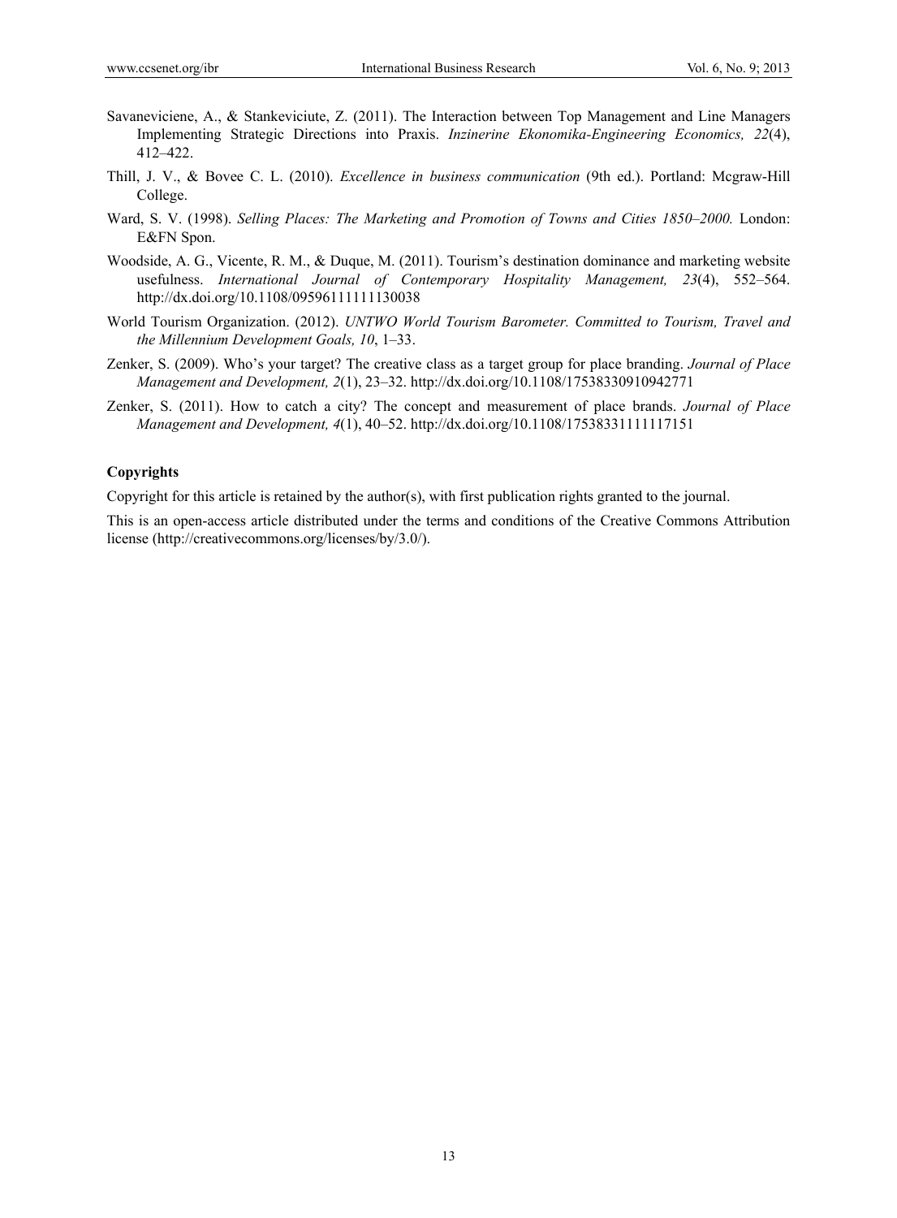Savaneviciene, A., & Stankeviciute, Z. (2011). The Interaction between Top Management and Line Managers Implementing Strategic Directions into Praxis. *Inzinerine Ekonomika-Engineering Economics, 22*(4), 412–422.

Thill, J. V., & Bovee C. L. (2010). *Excellence in business communication* (9th ed.). Portland: Mcgraw-Hill College.

Ward, S. V. (1998). *Selling Places: The Marketing and Promotion of Towns and Cities 1850–2000.* London: E&FN Spon.

Woodside, A. G., Vicente, R. M., & Duque, M. (2011). Tourism's destination dominance and marketing website usefulness. *International Journal of Contemporary Hospitality Management, 23*(4), 552–564. http://dx.doi.org/10.1108/09596111111130038

World Tourism Organization. (2012). *UNTWO World Tourism Barometer. Committed to Tourism, Travel and the Millennium Development Goals, 10*, 1–33.

Zenker, S. (2009). Who's your target? The creative class as a target group for place branding. *Journal of Place Management and Development, 2*(1), 23–32. http://dx.doi.org/10.1108/17538330910942771

Zenker, S. (2011). How to catch a city? The concept and measurement of place brands. *Journal of Place Management and Development, 4*(1), 40–52. http://dx.doi.org/10.1108/17538331111117151

**Copyrights**

Copyright for this article is retained by the author(s), with first publication rights granted to the journal.

This is an open-access article distributed under the terms and conditions of the Creative Commons Attribution license (http://creativecommons.org/licenses/by/3.0/).